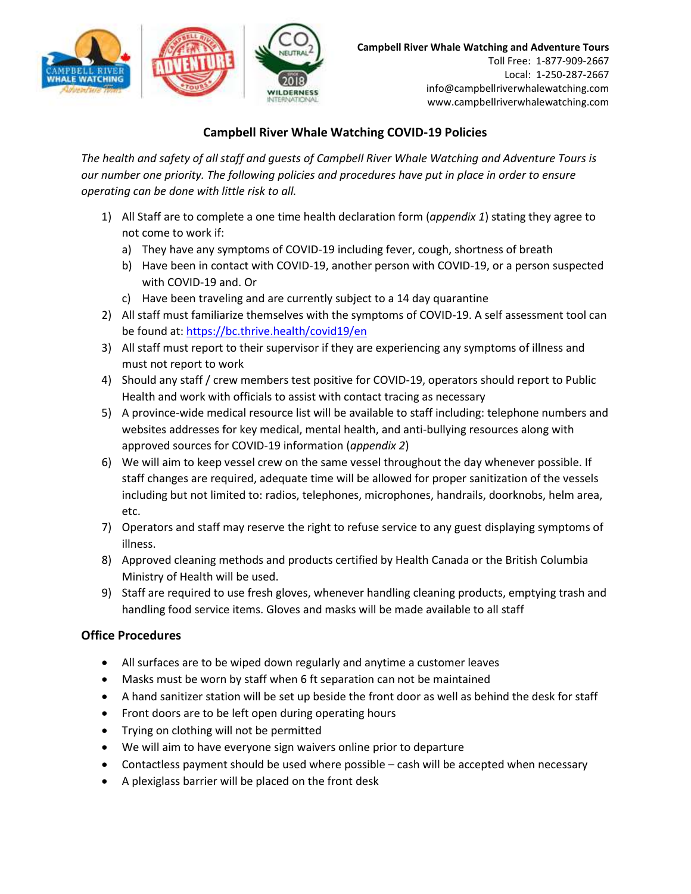**Campbell River Whale Watching and Adventure Tours**
Toll Free: 1-877-909-2667
Local: 1-250-287-2667
info@campbellriverwhalewatching.com
www.campbellriverwhalewatching.com

# Campbell River Whale Watching COVID-19 Policies

*The health and safety of all staff and guests of Campbell River Whale Watching and Adventure Tours is our number one priority. The following policies and procedures have put in place in order to ensure operating can be done with little risk to all.*

1) All Staff are to complete a one time health declaration form (*appendix 1*) stating they agree to not come to work if:
   a) They have any symptoms of COVID-19 including fever, cough, shortness of breath
   b) Have been in contact with COVID-19, another person with COVID-19, or a person suspected with COVID-19 and. Or
   c) Have been traveling and are currently subject to a 14 day quarantine
2) All staff must familiarize themselves with the symptoms of COVID-19. A self assessment tool can be found at: https://bc.thrive.health/covid19/en
3) All staff must report to their supervisor if they are experiencing any symptoms of illness and must not report to work
4) Should any staff / crew members test positive for COVID-19, operators should report to Public Health and work with officials to assist with contact tracing as necessary
5) A province-wide medical resource list will be available to staff including: telephone numbers and websites addresses for key medical, mental health, and anti-bullying resources along with approved sources for COVID-19 information (*appendix 2*)
6) We will aim to keep vessel crew on the same vessel throughout the day whenever possible. If staff changes are required, adequate time will be allowed for proper sanitization of the vessels including but not limited to: radios, telephones, microphones, handrails, doorknobs, helm area, etc.
7) Operators and staff may reserve the right to refuse service to any guest displaying symptoms of illness.
8) Approved cleaning methods and products certified by Health Canada or the British Columbia Ministry of Health will be used.
9) Staff are required to use fresh gloves, whenever handling cleaning products, emptying trash and handling food service items. Gloves and masks will be made available to all staff

## Office Procedures

- All surfaces are to be wiped down regularly and anytime a customer leaves
- Masks must be worn by staff when 6 ft separation can not be maintained
- A hand sanitizer station will be set up beside the front door as well as behind the desk for staff
- Front doors are to be left open during operating hours
- Trying on clothing will not be permitted
- We will aim to have everyone sign waivers online prior to departure
- Contactless payment should be used where possible – cash will be accepted when necessary
- A plexiglass barrier will be placed on the front desk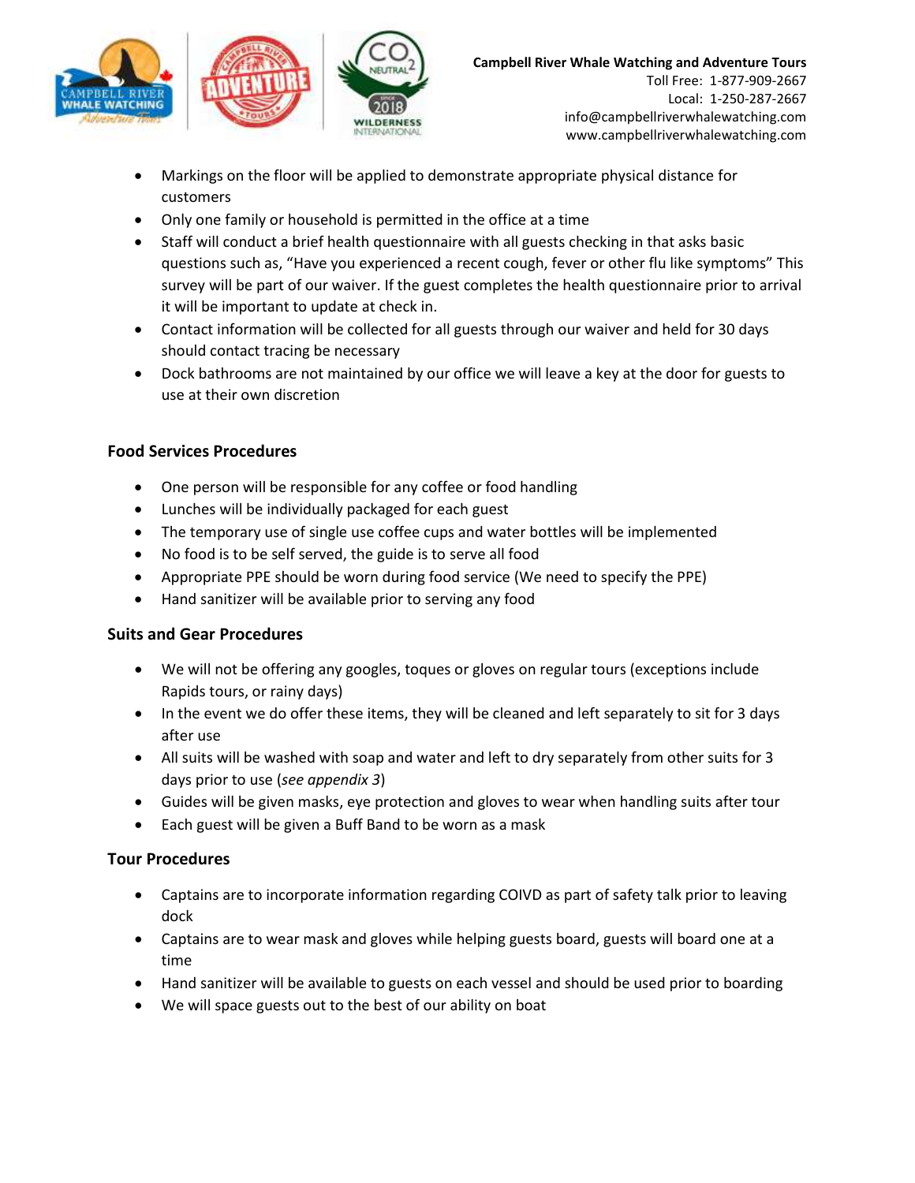- Markings on the floor will be applied to demonstrate appropriate physical distance for customers
- Only one family or household is permitted in the office at a time
- Staff will conduct a brief health questionnaire with all guests checking in that asks basic questions such as, "Have you experienced a recent cough, fever or other flu like symptoms" This survey will be part of our waiver. If the guest completes the health questionnaire prior to arrival it will be important to update at check in.
- Contact information will be collected for all guests through our waiver and held for 30 days should contact tracing be necessary
- Dock bathrooms are not maintained by our office we will leave a key at the door for guests to use at their own discretion

### Food Services Procedures

- One person will be responsible for any coffee or food handling
- Lunches will be individually packaged for each guest
- The temporary use of single use coffee cups and water bottles will be implemented
- No food is to be self served, the guide is to serve all food
- Appropriate PPE should be worn during food service (We need to specify the PPE)
- Hand sanitizer will be available prior to serving any food

### Suits and Gear Procedures

- We will not be offering any googles, toques or gloves on regular tours (exceptions include Rapids tours, or rainy days)
- In the event we do offer these items, they will be cleaned and left separately to sit for 3 days after use
- All suits will be washed with soap and water and left to dry separately from other suits for 3 days prior to use (*see appendix 3*)
- Guides will be given masks, eye protection and gloves to wear when handling suits after tour
- Each guest will be given a Buff Band to be worn as a mask

### Tour Procedures

- Captains are to incorporate information regarding COIVD as part of safety talk prior to leaving dock
- Captains are to wear mask and gloves while helping guests board, guests will board one at a time
- Hand sanitizer will be available to guests on each vessel and should be used prior to boarding
- We will space guests out to the best of our ability on boat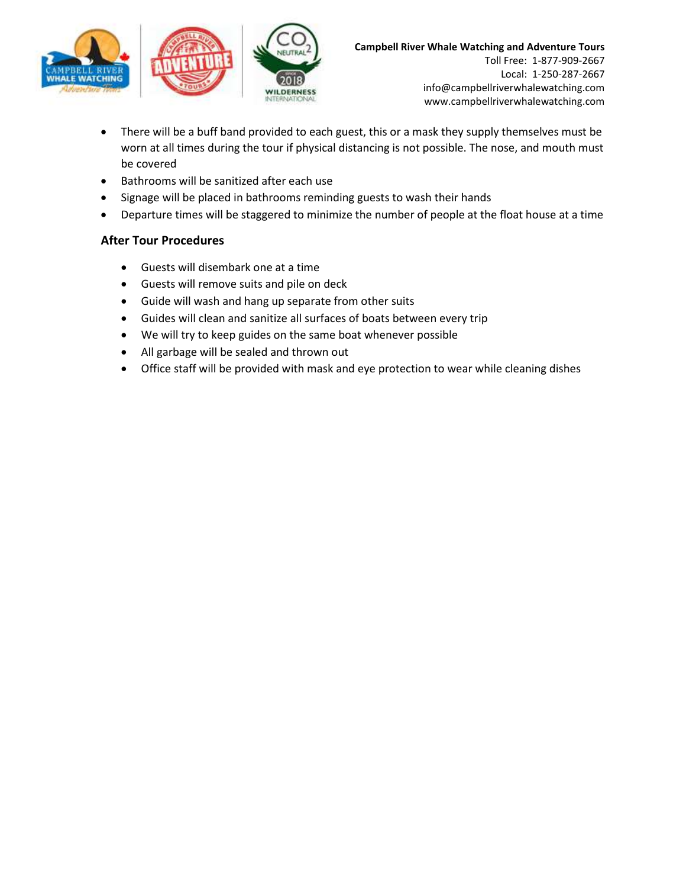- There will be a buff band provided to each guest, this or a mask they supply themselves must be worn at all times during the tour if physical distancing is not possible. The nose, and mouth must be covered
- Bathrooms will be sanitized after each use
- Signage will be placed in bathrooms reminding guests to wash their hands
- Departure times will be staggered to minimize the number of people at the float house at a time

### After Tour Procedures

- Guests will disembark one at a time
- Guests will remove suits and pile on deck
- Guide will wash and hang up separate from other suits
- Guides will clean and sanitize all surfaces of boats between every trip
- We will try to keep guides on the same boat whenever possible
- All garbage will be sealed and thrown out
- Office staff will be provided with mask and eye protection to wear while cleaning dishes